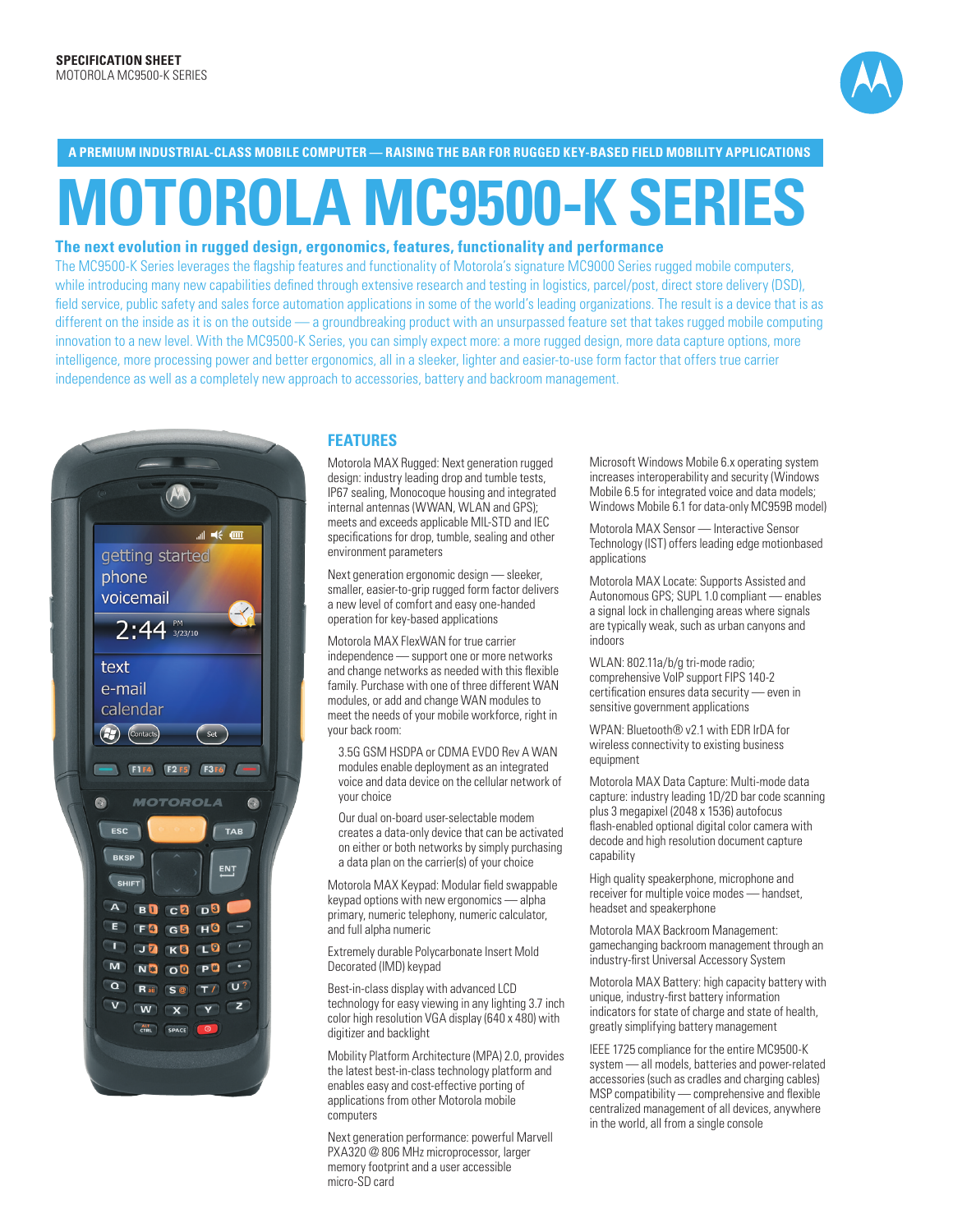SPECIFICATION SHEET
MOTOROLA MC9500-K SERIES

A PREMIUM INDUSTRIAL-CLASS MOBILE COMPUTER — RAISING THE BAR FOR RUGGED KEY-BASED FIELD MOBILITY APPLICATIONS

# MOTOROLA MC9500-K SERIES

### The next evolution in rugged design, ergonomics, features, functionality and performance

The MC9500-K Series leverages the flagship features and functionality of Motorola's signature MC9000 Series rugged mobile computers, while introducing many new capabilities defined through extensive research and testing in logistics, parcel/post, direct store delivery (DSD), field service, public safety and sales force automation applications in some of the world's leading organizations. The result is a device that is as different on the inside as it is on the outside — a groundbreaking product with an unsurpassed feature set that takes rugged mobile computing innovation to a new level. With the MC9500-K Series, you can simply expect more: a more rugged design, more data capture options, more intelligence, more processing power and better ergonomics, all in a sleeker, lighter and easier-to-use form factor that offers true carrier independence as well as a completely new approach to accessories, battery and backroom management.

## FEATURES

Motorola MAX Rugged: Next generation rugged design: industry leading drop and tumble tests, IP67 sealing, Monocoque housing and integrated internal antennas (WWAN, WLAN and GPS); meets and exceeds applicable MIL-STD and IEC specifications for drop, tumble, sealing and other environment parameters

Next generation ergonomic design — sleeker, smaller, easier-to-grip rugged form factor delivers a new level of comfort and easy one-handed operation for key-based applications

Motorola MAX FlexWAN for true carrier independence — support one or more networks and change networks as needed with this flexible family. Purchase with one of three different WAN modules, or add and change WAN modules to meet the needs of your mobile workforce, right in your back room:

- 3.5G GSM HSDPA or CDMA EVDO Rev A WAN modules enable deployment as an integrated voice and data device on the cellular network of your choice
- Our dual on-board user-selectable modem creates a data-only device that can be activated on either or both networks by simply purchasing a data plan on the carrier(s) of your choice

Motorola MAX Keypad: Modular field swappable keypad options with new ergonomics — alpha primary, numeric telephony, numeric calculator, and full alpha numeric

Extremely durable Polycarbonate Insert Mold Decorated (IMD) keypad

Best-in-class display with advanced LCD technology for easy viewing in any lighting 3.7 inch color high resolution VGA display (640 x 480) with digitizer and backlight

Mobility Platform Architecture (MPA) 2.0, provides the latest best-in-class technology platform and enables easy and cost-effective porting of applications from other Motorola mobile computers

Next generation performance: powerful Marvell PXA320 @ 806 MHz microprocessor, larger memory footprint and a user accessible micro-SD card

Microsoft Windows Mobile 6.x operating system increases interoperability and security (Windows Mobile 6.5 for integrated voice and data models; Windows Mobile 6.1 for data-only MC959B model)

Motorola MAX Sensor — Interactive Sensor Technology (IST) offers leading edge motionbased applications

Motorola MAX Locate: Supports Assisted and Autonomous GPS; SUPL 1.0 compliant — enables a signal lock in challenging areas where signals are typically weak, such as urban canyons and indoors

WLAN: 802.11a/b/g tri-mode radio; comprehensive VoIP support FIPS 140-2 certification ensures data security — even in sensitive government applications

WPAN: Bluetooth® v2.1 with EDR IrDA for wireless connectivity to existing business equipment

Motorola MAX Data Capture: Multi-mode data capture: industry leading 1D/2D bar code scanning plus 3 megapixel (2048 x 1536) autofocus flash-enabled optional digital color camera with decode and high resolution document capture capability

High quality speakerphone, microphone and receiver for multiple voice modes — handset, headset and speakerphone

Motorola MAX Backroom Management: gamechanging backroom management through an industry-first Universal Accessory System

Motorola MAX Battery: high capacity battery with unique, industry-first battery information indicators for state of charge and state of health, greatly simplifying battery management

IEEE 1725 compliance for the entire MC9500-K system — all models, batteries and power-related accessories (such as cradles and charging cables) MSP compatibility — comprehensive and flexible centralized management of all devices, anywhere in the world, all from a single console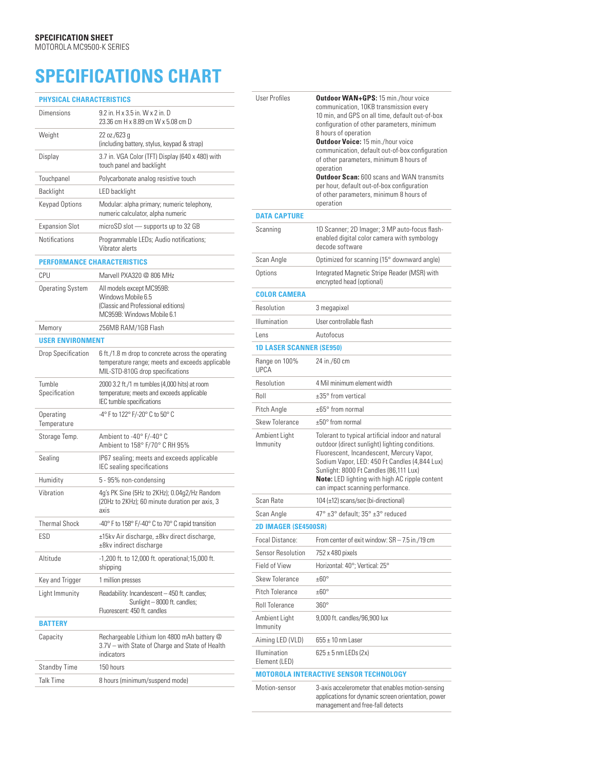**SPECIFICATION SHEET**
MOTOROLA MC9500-K SERIES

# SPECIFICATIONS CHART

| PHYSICAL CHARACTERISTICS | |
|---|---|
| Dimensions | 9.2 in. H x 3.5 in. W x 2 in. D<br>23.36 cm H x 8.89 cm W x 5.08 cm D |
| Weight | 22 oz./623 g<br>(including battery, stylus, keypad & strap) |
| Display | 3.7 in. VGA Color (TFT) Display (640 x 480) with touch panel and backlight |
| Touchpanel | Polycarbonate analog resistive touch |
| Backlight | LED backlight |
| Keypad Options | Modular: alpha primary; numeric telephony, numeric calculator, alpha numeric |
| Expansion Slot | microSD slot — supports up to 32 GB |
| Notifications | Programmable LEDs; Audio notifications; Vibrator alerts |
| **PERFORMANCE CHARACTERISTICS** | |
| CPU | Marvell PXA320 @ 806 MHz |
| Operating System | All models except MC959B:<br>Windows Mobile 6.5<br>(Classic and Professional editions)<br>MC959B: Windows Mobile 6.1 |
| Memory | 256MB RAM/1GB Flash |
| **USER ENVIRONMENT** | |
| Drop Specification | 6 ft./1.8 m drop to concrete across the operating temperature range; meets and exceeds applicable MIL-STD-810G drop specifications |
| Tumble Specification | 2000 3.2 ft./1 m tumbles (4,000 hits) at room temperature; meets and exceeds applicable IEC tumble specifications |
| Operating Temperature | -4° F to 122° F/-20° C to 50° C |
| Storage Temp. | Ambient to -40° F/-40° C<br>Ambient to 158° F/70° C RH 95% |
| Sealing | IP67 sealing; meets and exceeds applicable IEC sealing specifications |
| Humidity | 5 - 95% non-condensing |
| Vibration | 4g's PK Sine (5Hz to 2KHz); 0.04g2/Hz Random (20Hz to 2KHz); 60 minute duration per axis, 3 axis |
| Thermal Shock | -40° F to 158° F/-40° C to 70° C rapid transition |
| ESD | ±15kv Air discharge, ±8kv direct discharge, ±8kv indirect discharge |
| Altitude | -1,200 ft. to 12,000 ft. operational;15,000 ft. shipping |
| Key and Trigger | 1 million presses |
| Light Immunity | Readability: Incandescent – 450 ft. candles;<br>Sunlight – 8000 ft. candles;<br>Fluorescent: 450 ft. candles |
| **BATTERY** | |
| Capacity | Rechargeable Lithium Ion 4800 mAh battery @ 3.7V – with State of Charge and State of Health indicators |
| Standby Time | 150 hours |
| Talk Time | 8 hours (minimum/suspend mode) |
| User Profiles | **Outdoor WAN+GPS:** 15 min./hour voice communication, 10KB transmission every 10 min, and GPS on all time, default out-of-box configuration of other parameters, minimum 8 hours of operation<br>**Outdoor Voice:** 15 min./hour voice communication, default out-of-box configuration of other parameters, minimum 8 hours of operation<br>**Outdoor Scan:** 600 scans and WAN transmits per hour, default out-of-box configuration of other parameters, minimum 8 hours of operation |
| **DATA CAPTURE** | |
| Scanning | 1D Scanner; 2D Imager; 3 MP auto-focus flash-enabled digital color camera with symbology decode software |
| Scan Angle | Optimized for scanning (15° downward angle) |
| Options | Integrated Magnetic Stripe Reader (MSR) with encrypted head (optional) |
| **COLOR CAMERA** | |
| Resolution | 3 megapixel |
| Illumination | User controllable flash |
| Lens | Autofocus |
| **1D LASER SCANNER (SE950)** | |
| Range on 100% UPCA | 24 in./60 cm |
| Resolution | 4 Mil minimum element width |
| Roll | ±35° from vertical |
| Pitch Angle | ±65° from normal |
| Skew Tolerance | ±50° from normal |
| Ambient Light Immunity | Tolerant to typical artificial indoor and natural outdoor (direct sunlight) lighting conditions. Fluorescent, Incandescent, Mercury Vapor, Sodium Vapor, LED: 450 Ft Candles (4,844 Lux) Sunlight: 8000 Ft Candles (86,111 Lux)<br>**Note:** LED lighting with high AC ripple content can impact scanning performance. |
| Scan Rate | 104 (±12) scans/sec (bi-directional) |
| Scan Angle | 47° ±3° default; 35° ±3° reduced |
| **2D IMAGER (SE4500SR)** | |
| Focal Distance: | From center of exit window: SR – 7.5 in./19 cm |
| Sensor Resolution | 752 x 480 pixels |
| Field of View | Horizontal: 40°; Vertical: 25° |
| Skew Tolerance | ±60° |
| Pitch Tolerance | ±60° |
| Roll Tolerance | 360° |
| Ambient Light Immunity | 9,000 ft. candles/96,900 lux |
| Aiming LED (VLD) | 655 ± 10 nm Laser |
| Illumination Element (LED) | 625 ± 5 nm LEDs (2x) |
| **MOTOROLA INTERACTIVE SENSOR TECHNOLOGY** | |
| Motion-sensor | 3-axis accelerometer that enables motion-sensing applications for dynamic screen orientation, power management and free-fall detects |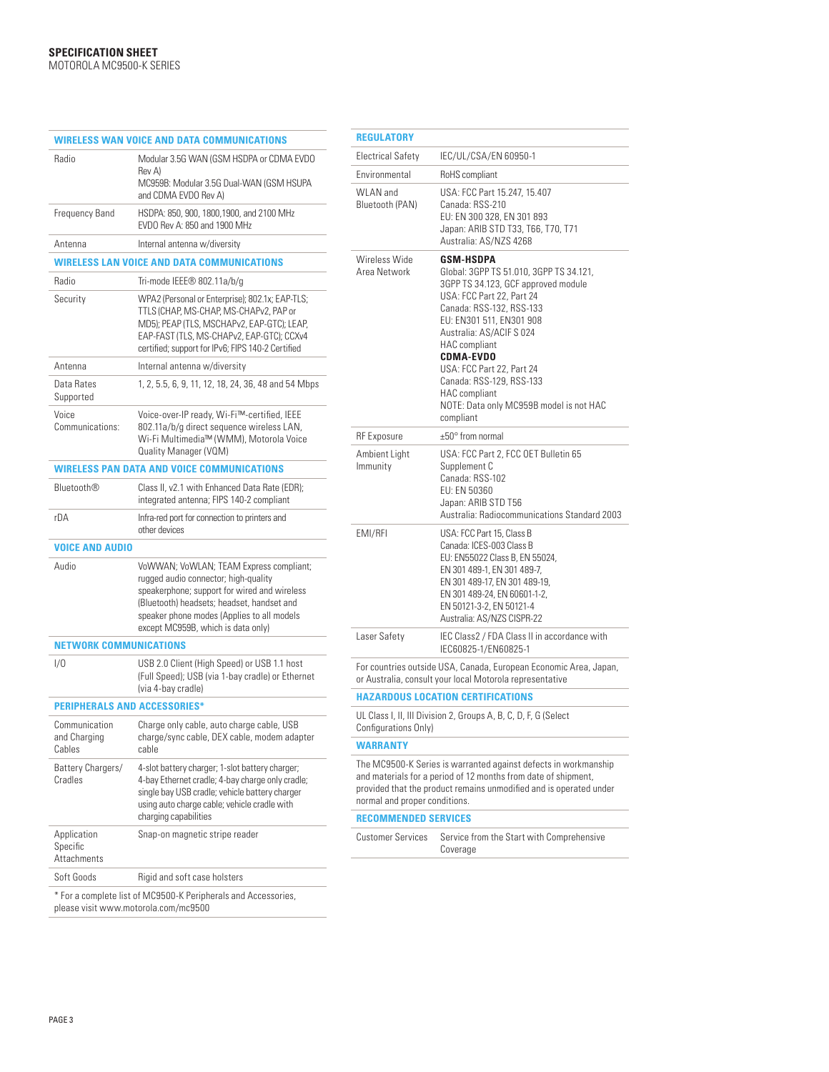**SPECIFICATION SHEET**
MOTOROLA MC9500-K SERIES

## WIRELESS WAN VOICE AND DATA COMMUNICATIONS

| | |
|---|---|
| Radio | Modular 3.5G WAN (GSM HSDPA or CDMA EVDO Rev A)<br>MC959B: Modular 3.5G Dual-WAN (GSM HSUPA and CDMA EVDO Rev A) |
| Frequency Band | HSDPA: 850, 900, 1800,1900, and 2100 MHz<br>EVDO Rev A: 850 and 1900 MHz |
| Antenna | Internal antenna w/diversity |

## WIRELESS LAN VOICE AND DATA COMMUNICATIONS

| | |
|---|---|
| Radio | Tri-mode IEEE® 802.11a/b/g |
| Security | WPA2 (Personal or Enterprise); 802.1x; EAP-TLS; TTLS (CHAP, MS-CHAP, MS-CHAPv2, PAP or MD5); PEAP (TLS, MSCHAPv2, EAP-GTC); LEAP, EAP-FAST (TLS, MS-CHAPv2, EAP-GTC); CCXv4 certified; support for IPv6; FIPS 140-2 Certified |
| Antenna | Internal antenna w/diversity |
| Data Rates Supported | 1, 2, 5.5, 6, 9, 11, 12, 18, 24, 36, 48 and 54 Mbps |
| Voice Communications: | Voice-over-IP ready, Wi-Fi™-certified, IEEE 802.11a/b/g direct sequence wireless LAN, Wi-Fi Multimedia™ (WMM), Motorola Voice Quality Manager (VQM) |

## WIRELESS PAN DATA AND VOICE COMMUNICATIONS

| | |
|---|---|
| Bluetooth® | Class II, v2.1 with Enhanced Data Rate (EDR); integrated antenna; FIPS 140-2 compliant |
| rDA | Infra-red port for connection to printers and other devices |

## VOICE AND AUDIO

| | |
|---|---|
| Audio | VoWWAN; VoWLAN; TEAM Express compliant; rugged audio connector; high-quality speakerphone; support for wired and wireless (Bluetooth) headsets; headset, handset and speaker phone modes (Applies to all models except MC959B, which is data only) |

## NETWORK COMMUNICATIONS

| | |
|---|---|
| I/O | USB 2.0 Client (High Speed) or USB 1.1 host (Full Speed); USB (via 1-bay cradle) or Ethernet (via 4-bay cradle) |

## PERIPHERALS AND ACCESSORIES*

| | |
|---|---|
| Communication and Charging Cables | Charge only cable, auto charge cable, USB charge/sync cable, DEX cable, modem adapter cable |
| Battery Chargers/ Cradles | 4-slot battery charger; 1-slot battery charger; 4-bay Ethernet cradle; 4-bay charge only cradle; single bay USB cradle; vehicle battery charger using auto charge cable; vehicle cradle with charging capabilities |
| Application Specific Attachments | Snap-on magnetic stripe reader |
| Soft Goods | Rigid and soft case holsters |

* For a complete list of MC9500-K Peripherals and Accessories, please visit www.motorola.com/mc9500

## REGULATORY

| | |
|---|---|
| Electrical Safety | IEC/UL/CSA/EN 60950-1 |
| Environmental | RoHS compliant |
| WLAN and Bluetooth (PAN) | USA: FCC Part 15.247, 15.407<br>Canada: RSS-210<br>EU: EN 300 328, EN 301 893<br>Japan: ARIB STD T33, T66, T70, T71<br>Australia: AS/NZS 4268 |
| Wireless Wide Area Network | **GSM-HSDPA**<br>Global: 3GPP TS 51.010, 3GPP TS 34.121, 3GPP TS 34.123, GCF approved module<br>USA: FCC Part 22, Part 24<br>Canada: RSS-132, RSS-133<br>EU: EN301 511, EN301 908<br>Australia: AS/ACIF S 024<br>HAC compliant<br>**CDMA-EVDO**<br>USA: FCC Part 22, Part 24<br>Canada: RSS-129, RSS-133<br>HAC compliant<br>NOTE: Data only MC959B model is not HAC compliant |
| RF Exposure | ±50° from normal |
| Ambient Light Immunity | USA: FCC Part 2, FCC OET Bulletin 65 Supplement C<br>Canada: RSS-102<br>EU: EN 50360<br>Japan: ARIB STD T56<br>Australia: Radiocommunications Standard 2003 |
| EMI/RFI | USA: FCC Part 15, Class B<br>Canada: ICES-003 Class B<br>EU: EN55022 Class B, EN 55024, EN 301 489-1, EN 301 489-7, EN 301 489-17, EN 301 489-19, EN 301 489-24, EN 60601-1-2, EN 50121-3-2, EN 50121-4<br>Australia: AS/NZS CISPR-22 |
| Laser Safety | IEC Class2 / FDA Class II in accordance with IEC60825-1/EN60825-1 |

For countries outside USA, Canada, European Economic Area, Japan, or Australia, consult your local Motorola representative

## HAZARDOUS LOCATION CERTIFICATIONS

UL Class I, II, III Division 2, Groups A, B, C, D, F, G (Select Configurations Only)

## WARRANTY

The MC9500-K Series is warranted against defects in workmanship and materials for a period of 12 months from date of shipment, provided that the product remains unmodified and is operated under normal and proper conditions.

## RECOMMENDED SERVICES

| | |
|---|---|
| Customer Services | Service from the Start with Comprehensive Coverage |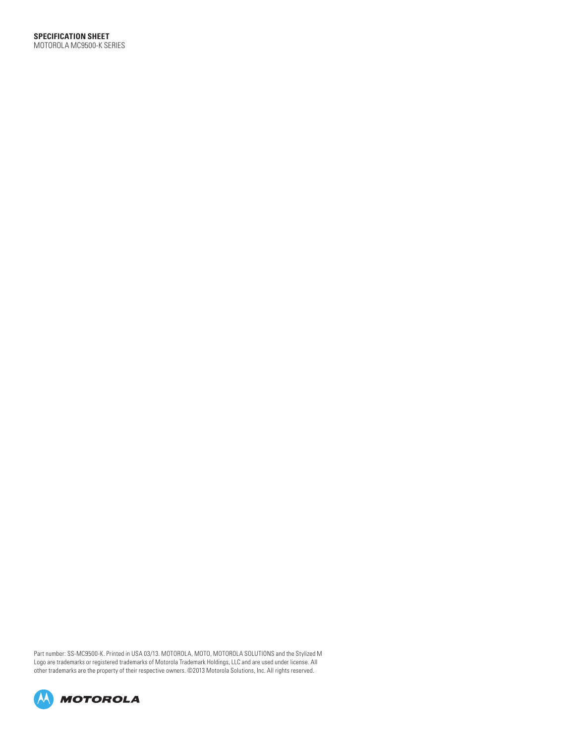Part number: SS-MC9500-K. Printed in USA 03/13. MOTOROLA, MOTO, MOTOROLA SOLUTIONS and the Stylized M Logo are trademarks or registered trademarks of Motorola Trademark Holdings, LLC and are used under license. All other trademarks are the property of their respective owners. ©2013 Motorola Solutions, Inc. All rights reserved.

MOTOROLA